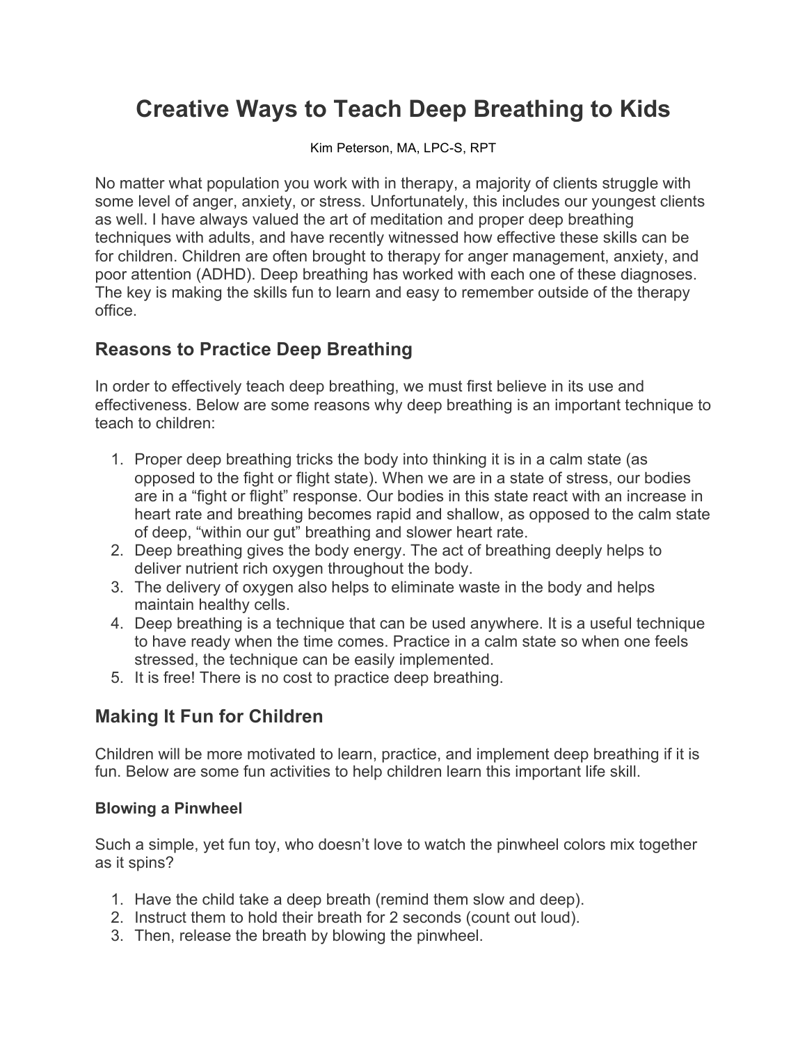# Creative Ways to Teach Deep Breathing to Kids

Kim Peterson, MA, LPC-S, RPT

No matter what population you work with in therapy, a majority of clients struggle with some level of anger, anxiety, or stress. Unfortunately, this includes our youngest clients as well. I have always valued the art of meditation and proper deep breathing techniques with adults, and have recently witnessed how effective these skills can be for children. Children are often brought to therapy for anger management, anxiety, and poor attention (ADHD). Deep breathing has worked with each one of these diagnoses. The key is making the skills fun to learn and easy to remember outside of the therapy office.

## Reasons to Practice Deep Breathing

In order to effectively teach deep breathing, we must first believe in its use and effectiveness. Below are some reasons why deep breathing is an important technique to teach to children:

1. Proper deep breathing tricks the body into thinking it is in a calm state (as opposed to the fight or flight state). When we are in a state of stress, our bodies are in a "fight or flight" response. Our bodies in this state react with an increase in heart rate and breathing becomes rapid and shallow, as opposed to the calm state of deep, "within our gut" breathing and slower heart rate.
2. Deep breathing gives the body energy. The act of breathing deeply helps to deliver nutrient rich oxygen throughout the body.
3. The delivery of oxygen also helps to eliminate waste in the body and helps maintain healthy cells.
4. Deep breathing is a technique that can be used anywhere. It is a useful technique to have ready when the time comes. Practice in a calm state so when one feels stressed, the technique can be easily implemented.
5. It is free! There is no cost to practice deep breathing.

## Making It Fun for Children

Children will be more motivated to learn, practice, and implement deep breathing if it is fun. Below are some fun activities to help children learn this important life skill.

### Blowing a Pinwheel

Such a simple, yet fun toy, who doesn't love to watch the pinwheel colors mix together as it spins?

1. Have the child take a deep breath (remind them slow and deep).
2. Instruct them to hold their breath for 2 seconds (count out loud).
3. Then, release the breath by blowing the pinwheel.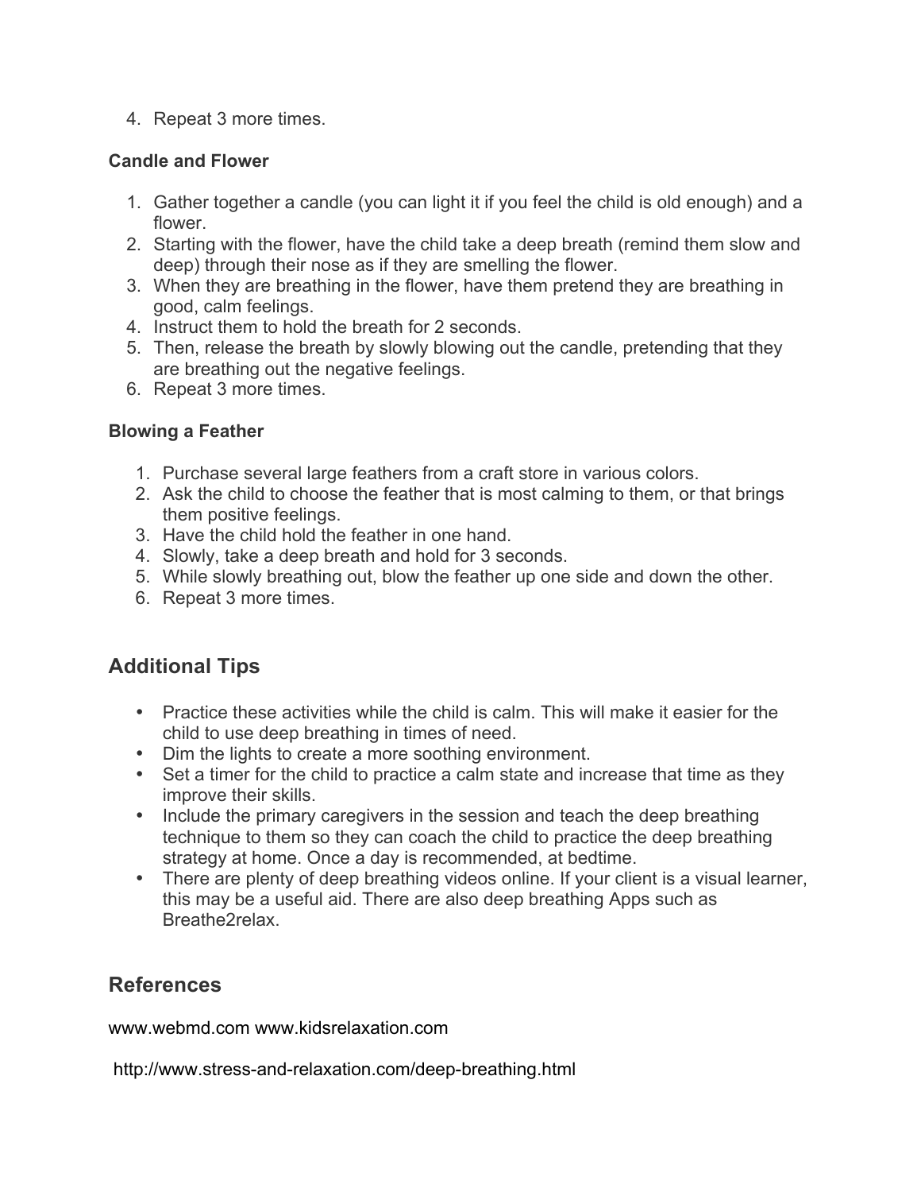4. Repeat 3 more times.

**Candle and Flower**

1. Gather together a candle (you can light it if you feel the child is old enough) and a flower.
2. Starting with the flower, have the child take a deep breath (remind them slow and deep) through their nose as if they are smelling the flower.
3. When they are breathing in the flower, have them pretend they are breathing in good, calm feelings.
4. Instruct them to hold the breath for 2 seconds.
5. Then, release the breath by slowly blowing out the candle, pretending that they are breathing out the negative feelings.
6. Repeat 3 more times.

**Blowing a Feather**

1. Purchase several large feathers from a craft store in various colors.
2. Ask the child to choose the feather that is most calming to them, or that brings them positive feelings.
3. Have the child hold the feather in one hand.
4. Slowly, take a deep breath and hold for 3 seconds.
5. While slowly breathing out, blow the feather up one side and down the other.
6. Repeat 3 more times.

## Additional Tips

- Practice these activities while the child is calm. This will make it easier for the child to use deep breathing in times of need.
- Dim the lights to create a more soothing environment.
- Set a timer for the child to practice a calm state and increase that time as they improve their skills.
- Include the primary caregivers in the session and teach the deep breathing technique to them so they can coach the child to practice the deep breathing strategy at home. Once a day is recommended, at bedtime.
- There are plenty of deep breathing videos online. If your client is a visual learner, this may be a useful aid. There are also deep breathing Apps such as Breathe2relax.

## References

www.webmd.com www.kidsrelaxation.com

http://www.stress-and-relaxation.com/deep-breathing.html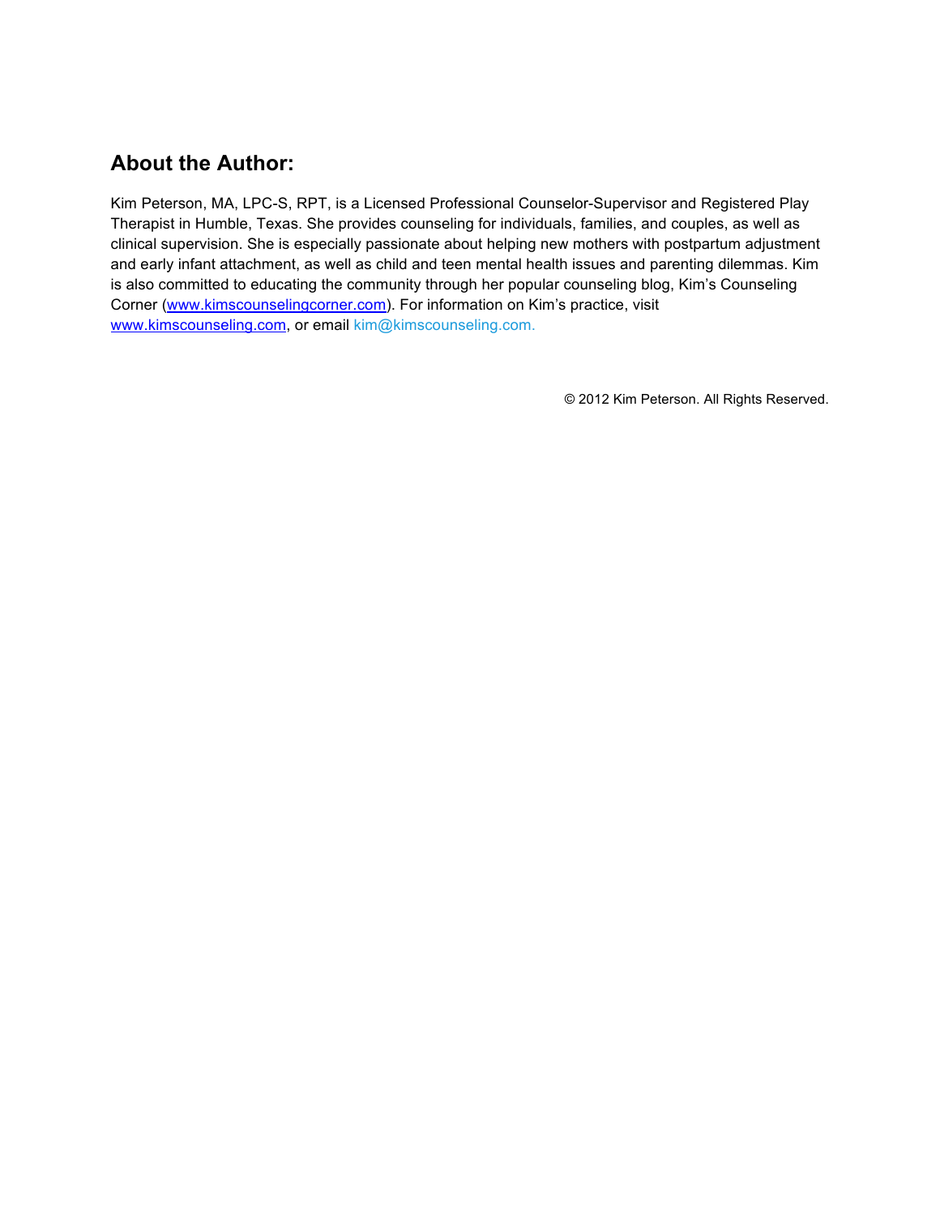## About the Author:

Kim Peterson, MA, LPC-S, RPT, is a Licensed Professional Counselor-Supervisor and Registered Play Therapist in Humble, Texas. She provides counseling for individuals, families, and couples, as well as clinical supervision. She is especially passionate about helping new mothers with postpartum adjustment and early infant attachment, as well as child and teen mental health issues and parenting dilemmas. Kim is also committed to educating the community through her popular counseling blog, Kim's Counseling Corner (www.kimscounselingcorner.com). For information on Kim's practice, visit www.kimscounseling.com, or email kim@kimscounseling.com.

© 2012 Kim Peterson. All Rights Reserved.